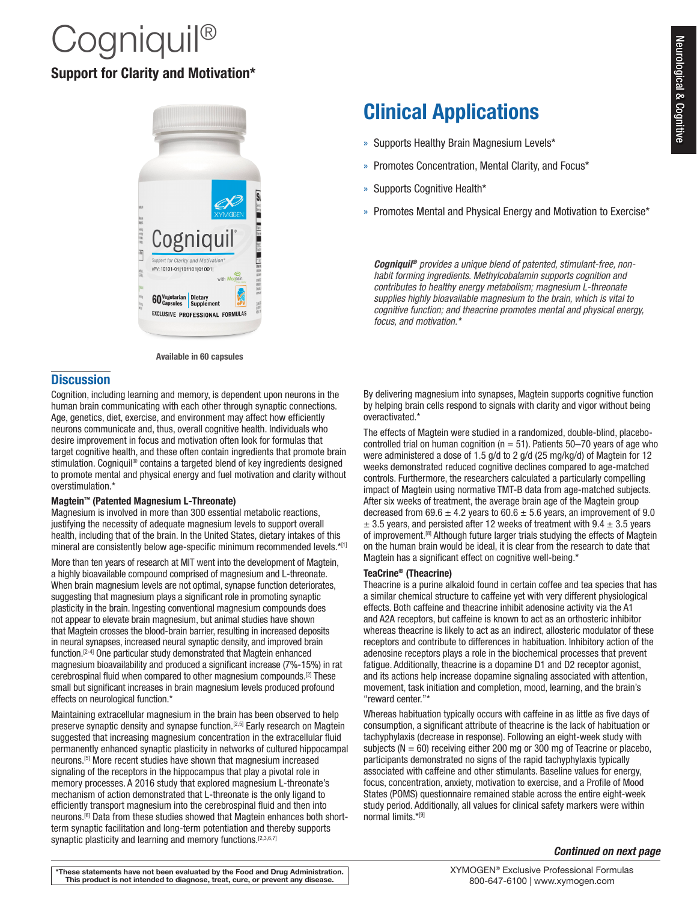# Cogniquil®

## Support for Clarity and Motivation*

Available in 60 capsules

## Clinical Applications

- Supports Healthy Brain Magnesium Levels*
- Promotes Concentration, Mental Clarity, and Focus*
- Supports Cognitive Health*
- Promotes Mental and Physical Energy and Motivation to Exercise*

***Cogniquil®*** *provides a unique blend of patented, stimulant-free, non-habit forming ingredients. Methylcobalamin supports cognition and contributes to healthy energy metabolism; magnesium L-threonate supplies highly bioavailable magnesium to the brain, which is vital to cognitive function; and theacrine promotes mental and physical energy, focus, and motivation.**

## Discussion

Cognition, including learning and memory, is dependent upon neurons in the human brain communicating with each other through synaptic connections. Age, genetics, diet, exercise, and environment may affect how efficiently neurons communicate and, thus, overall cognitive health. Individuals who desire improvement in focus and motivation often look for formulas that target cognitive health, and these often contain ingredients that promote brain stimulation. Cogniquil® contains a targeted blend of key ingredients designed to promote mental and physical energy and fuel motivation and clarity without overstimulation.*

**Magtein™ (Patented Magnesium L-Threonate)**
Magnesium is involved in more than 300 essential metabolic reactions, justifying the necessity of adequate magnesium levels to support overall health, including that of the brain. In the United States, dietary intakes of this mineral are consistently below age-specific minimum recommended levels.*[1]

More than ten years of research at MIT went into the development of Magtein, a highly bioavailable compound comprised of magnesium and L-threonate. When brain magnesium levels are not optimal, synapse function deteriorates, suggesting that magnesium plays a significant role in promoting synaptic plasticity in the brain. Ingesting conventional magnesium compounds does not appear to elevate brain magnesium, but animal studies have shown that Magtein crosses the blood-brain barrier, resulting in increased deposits in neural synapses, increased neural synaptic density, and improved brain function.[2-4] One particular study demonstrated that Magtein enhanced magnesium bioavailability and produced a significant increase (7%-15%) in rat cerebrospinal fluid when compared to other magnesium compounds.[2] These small but significant increases in brain magnesium levels produced profound effects on neurological function.*

Maintaining extracellular magnesium in the brain has been observed to help preserve synaptic density and synapse function.[2,5] Early research on Magtein suggested that increasing magnesium concentration in the extracellular fluid permanently enhanced synaptic plasticity in networks of cultured hippocampal neurons.[5] More recent studies have shown that magnesium increased signaling of the receptors in the hippocampus that play a pivotal role in memory processes. A 2016 study that explored magnesium L-threonate's mechanism of action demonstrated that L-threonate is the only ligand to efficiently transport magnesium into the cerebrospinal fluid and then into neurons.[6] Data from these studies showed that Magtein enhances both short-term synaptic facilitation and long-term potentiation and thereby supports synaptic plasticity and learning and memory functions.[2,3,6,7]

By delivering magnesium into synapses, Magtein supports cognitive function by helping brain cells respond to signals with clarity and vigor without being overactivated.*

The effects of Magtein were studied in a randomized, double-blind, placebo-controlled trial on human cognition (n = 51). Patients 50–70 years of age who were administered a dose of 1.5 g/d to 2 g/d (25 mg/kg/d) of Magtein for 12 weeks demonstrated reduced cognitive declines compared to age-matched controls. Furthermore, the researchers calculated a particularly compelling impact of Magtein using normative TMT-B data from age-matched subjects. After six weeks of treatment, the average brain age of the Magtein group decreased from 69.6 ± 4.2 years to 60.6 ± 5.6 years, an improvement of 9.0 ± 3.5 years, and persisted after 12 weeks of treatment with 9.4 ± 3.5 years of improvement.[8] Although future larger trials studying the effects of Magtein on the human brain would be ideal, it is clear from the research to date that Magtein has a significant effect on cognitive well-being.*

**TeaCrine® (Theacrine)**
Theacrine is a purine alkaloid found in certain coffee and tea species that has a similar chemical structure to caffeine yet with very different physiological effects. Both caffeine and theacrine inhibit adenosine activity via the A1 and A2A receptors, but caffeine is known to act as an orthosteric inhibitor whereas theacrine is likely to act as an indirect, allosteric modulator of these receptors and contribute to differences in habituation. Inhibitory action of the adenosine receptors plays a role in the biochemical processes that prevent fatigue. Additionally, theacrine is a dopamine D1 and D2 receptor agonist, and its actions help increase dopamine signaling associated with attention, movement, task initiation and completion, mood, learning, and the brain's "reward center."*

Whereas habituation typically occurs with caffeine in as little as five days of consumption, a significant attribute of theacrine is the lack of habituation or tachyphylaxis (decrease in response). Following an eight-week study with subjects (N = 60) receiving either 200 mg or 300 mg of Teacrine or placebo, participants demonstrated no signs of the rapid tachyphylaxis typically associated with caffeine and other stimulants. Baseline values for energy, focus, concentration, anxiety, motivation to exercise, and a Profile of Mood States (POMS) questionnaire remained stable across the entire eight-week study period. Additionally, all values for clinical safety markers were within normal limits.*[9]

***Continued on next page***

**\*These statements have not been evaluated by the Food and Drug Administration. This product is not intended to diagnose, treat, cure, or prevent any disease.**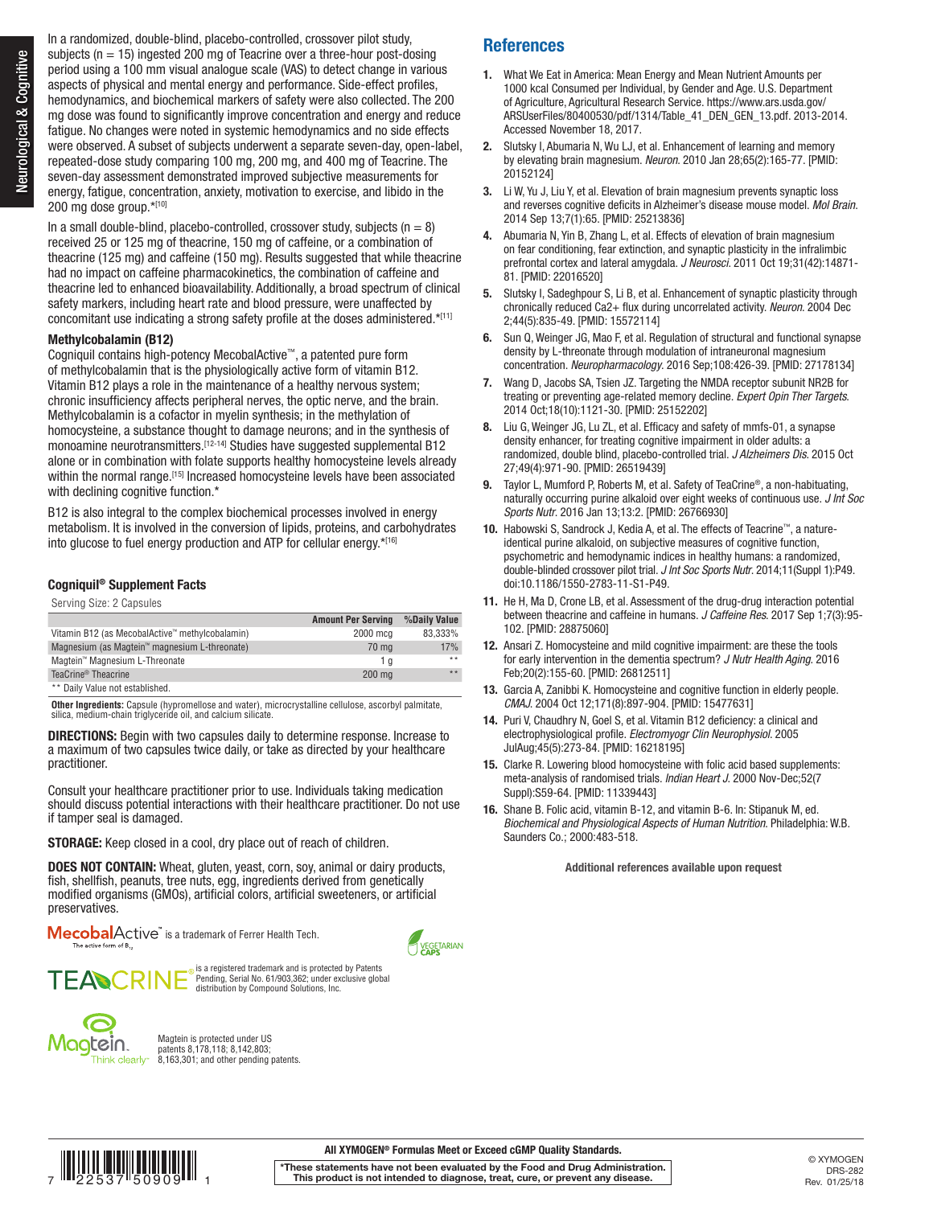In a randomized, double-blind, placebo-controlled, crossover pilot study, subjects (n = 15) ingested 200 mg of Teacrine over a three-hour post-dosing period using a 100 mm visual analogue scale (VAS) to detect change in various aspects of physical and mental energy and performance. Side-effect profiles, hemodynamics, and biochemical markers of safety were also collected. The 200 mg dose was found to significantly improve concentration and energy and reduce fatigue. No changes were noted in systemic hemodynamics and no side effects were observed. A subset of subjects underwent a separate seven-day, open-label, repeated-dose study comparing 100 mg, 200 mg, and 400 mg of Teacrine. The seven-day assessment demonstrated improved subjective measurements for energy, fatigue, concentration, anxiety, motivation to exercise, and libido in the 200 mg dose group.*[10]

In a small double-blind, placebo-controlled, crossover study, subjects (n = 8) received 25 or 125 mg of theacrine, 150 mg of caffeine, or a combination of theacrine (125 mg) and caffeine (150 mg). Results suggested that while theacrine had no impact on caffeine pharmacokinetics, the combination of caffeine and theacrine led to enhanced bioavailability. Additionally, a broad spectrum of clinical safety markers, including heart rate and blood pressure, were unaffected by concomitant use indicating a strong safety profile at the doses administered.*[11]

### Methylcobalamin (B12)

Cogniquil contains high-potency MecobalActive™, a patented pure form of methylcobalamin that is the physiologically active form of vitamin B12. Vitamin B12 plays a role in the maintenance of a healthy nervous system; chronic insufficiency affects peripheral nerves, the optic nerve, and the brain. Methylcobalamin is a cofactor in myelin synthesis; in the methylation of homocysteine, a substance thought to damage neurons; and in the synthesis of monoamine neurotransmitters.[12-14] Studies have suggested supplemental B12 alone or in combination with folate supports healthy homocysteine levels already within the normal range.[15] Increased homocysteine levels have been associated with declining cognitive function.*

B12 is also integral to the complex biochemical processes involved in energy metabolism. It is involved in the conversion of lipids, proteins, and carbohydrates into glucose to fuel energy production and ATP for cellular energy.*[16]

### Cogniquil® Supplement Facts

Serving Size: 2 Capsules

| | Amount Per Serving | %Daily Value |
|---|---|---|
| Vitamin B12 (as MecobalActive™ methylcobalamin) | 2000 mcg | 83,333% |
| Magnesium (as Magtein™ magnesium L-threonate) | 70 mg | 17% |
| Magtein™ Magnesium L-Threonate | 1 g | ** |
| TeaCrine® Theacrine | 200 mg | ** |

** Daily Value not established.

**Other Ingredients:** Capsule (hypromellose and water), microcrystalline cellulose, ascorbyl palmitate, silica, medium-chain triglyceride oil, and calcium silicate.

**DIRECTIONS:** Begin with two capsules daily to determine response. Increase to a maximum of two capsules twice daily, or take as directed by your healthcare practitioner.

Consult your healthcare practitioner prior to use. Individuals taking medication should discuss potential interactions with their healthcare practitioner. Do not use if tamper seal is damaged.

**STORAGE:** Keep closed in a cool, dry place out of reach of children.

**DOES NOT CONTAIN:** Wheat, gluten, yeast, corn, soy, animal or dairy products, fish, shellfish, peanuts, tree nuts, egg, ingredients derived from genetically modified organisms (GMOs), artificial colors, artificial sweeteners, or artificial preservatives.

MecobalActive™ is a trademark of Ferrer Health Tech.

VEGETARIAN CAPS

TEACRINE® is a registered trademark and is protected by Patents Pending, Serial No. 61/903,362; under exclusive global distribution by Compound Solutions, Inc.

Magtein is protected under US patents 8,178,118; 8,142,803; 8,163,301; and other pending patents.

## References

1. What We Eat in America: Mean Energy and Mean Nutrient Amounts per 1000 kcal Consumed per Individual, by Gender and Age. U.S. Department of Agriculture, Agricultural Research Service. https://www.ars.usda.gov/ARSUserFiles/80400530/pdf/1314/Table_41_DEN_GEN_13.pdf. 2013-2014. Accessed November 18, 2017.
2. Slutsky I, Abumaria N, Wu LJ, et al. Enhancement of learning and memory by elevating brain magnesium. *Neuron.* 2010 Jan 28;65(2):165-77. [PMID: 20152124]
3. Li W, Yu J, Liu Y, et al. Elevation of brain magnesium prevents synaptic loss and reverses cognitive deficits in Alzheimer's disease mouse model. *Mol Brain.* 2014 Sep 13;7(1):65. [PMID: 25213836]
4. Abumaria N, Yin B, Zhang L, et al. Effects of elevation of brain magnesium on fear conditioning, fear extinction, and synaptic plasticity in the infralimbic prefrontal cortex and lateral amygdala. *J Neurosci.* 2011 Oct 19;31(42):14871-81. [PMID: 22016520]
5. Slutsky I, Sadeghpour S, Li B, et al. Enhancement of synaptic plasticity through chronically reduced Ca2+ flux during uncorrelated activity. *Neuron.* 2004 Dec 2;44(5):835-49. [PMID: 15572114]
6. Sun Q, Weinger JG, Mao F, et al. Regulation of structural and functional synapse density by L-threonate through modulation of intraneuronal magnesium concentration. *Neuropharmacology.* 2016 Sep;108:426-39. [PMID: 27178134]
7. Wang D, Jacobs SA, Tsien JZ. Targeting the NMDA receptor subunit NR2B for treating or preventing age-related memory decline. *Expert Opin Ther Targets.* 2014 Oct;18(10):1121-30. [PMID: 25152202]
8. Liu G, Weinger JG, Lu ZL, et al. Efficacy and safety of mmfs-01, a synapse density enhancer, for treating cognitive impairment in older adults: a randomized, double blind, placebo-controlled trial. *J Alzheimers Dis.* 2015 Oct 27;49(4):971-90. [PMID: 26519439]
9. Taylor L, Mumford P, Roberts M, et al. Safety of TeaCrine®, a non-habituating, naturally occurring purine alkaloid over eight weeks of continuous use. *J Int Soc Sports Nutr.* 2016 Jan 13;13:2. [PMID: 26766930]
10. Habowski S, Sandrock J, Kedia A, et al. The effects of Teacrine™, a nature-identical purine alkaloid, on subjective measures of cognitive function, psychometric and hemodynamic indices in healthy humans: a randomized, double-blinded crossover pilot trial. *J Int Soc Sports Nutr.* 2014;11(Suppl 1):P49. doi:10.1186/1550-2783-11-S1-P49.
11. He H, Ma D, Crone LB, et al. Assessment of the drug-drug interaction potential between theacrine and caffeine in humans. *J Caffeine Res.* 2017 Sep 1;7(3):95-102. [PMID: 28875060]
12. Ansari Z. Homocysteine and mild cognitive impairment: are these the tools for early intervention in the dementia spectrum? *J Nutr Health Aging.* 2016 Feb;20(2):155-60. [PMID: 26812511]
13. Garcia A, Zanibbi K. Homocysteine and cognitive function in elderly people. *CMAJ.* 2004 Oct 12;171(8):897-904. [PMID: 15477631]
14. Puri V, Chaudhry N, Goel S, et al. Vitamin B12 deficiency: a clinical and electrophysiological profile. *Electromyogr Clin Neurophysiol.* 2005 JulAug;45(5):273-84. [PMID: 16218195]
15. Clarke R. Lowering blood homocysteine with folic acid based supplements: meta-analysis of randomised trials. *Indian Heart J.* 2000 Nov-Dec;52(7 Suppl):S59-64. [PMID: 11339443]
16. Shane B. Folic acid, vitamin B-12, and vitamin B-6. In: Stipanuk M, ed. *Biochemical and Physiological Aspects of Human Nutrition.* Philadelphia: W.B. Saunders Co.; 2000:483-518.

**Additional references available upon request**

**All XYMOGEN® Formulas Meet or Exceed cGMP Quality Standards.**

**\*These statements have not been evaluated by the Food and Drug Administration. This product is not intended to diagnose, treat, cure, or prevent any disease.**

© XYMOGEN DRS-282 Rev. 01/25/18